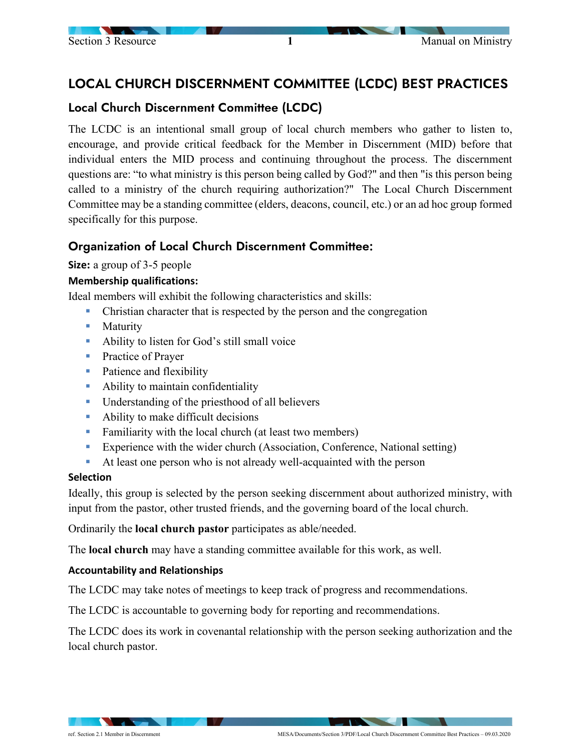# LOCAL CHURCH DISCERNMENT COMMITTEE (LCDC) BEST PRACTICES

## Local Church Discernment Committee (LCDC)

The LCDC is an intentional small group of local church members who gather to listen to, encourage, and provide critical feedback for the Member in Discernment (MID) before that individual enters the MID process and continuing throughout the process. The discernment questions are: "to what ministry is this person being called by God?" and then "is this person being called to a ministry of the church requiring authorization?" The Local Church Discernment Committee may be a standing committee (elders, deacons, council, etc.) or an ad hoc group formed specifically for this purpose.

## Organization of Local Church Discernment Committee:

**Size:** a group of 3-5 people

**Membership qualifications:**

Ideal members will exhibit the following characteristics and skills:

- Christian character that is respected by the person and the congregation
- Maturity
- Ability to listen for God's still small voice
- Practice of Prayer
- Patience and flexibility
- Ability to maintain confidentiality
- Understanding of the priesthood of all believers
- Ability to make difficult decisions
- Familiarity with the local church (at least two members)
- Experience with the wider church (Association, Conference, National setting)
- At least one person who is not already well-acquainted with the person

**Selection**

Ideally, this group is selected by the person seeking discernment about authorized ministry, with input from the pastor, other trusted friends, and the governing board of the local church.

Ordinarily the **local church pastor** participates as able/needed.

The **local church** may have a standing committee available for this work, as well.

**Accountability and Relationships**

The LCDC may take notes of meetings to keep track of progress and recommendations.

The LCDC is accountable to governing body for reporting and recommendations.

The LCDC does its work in covenantal relationship with the person seeking authorization and the local church pastor.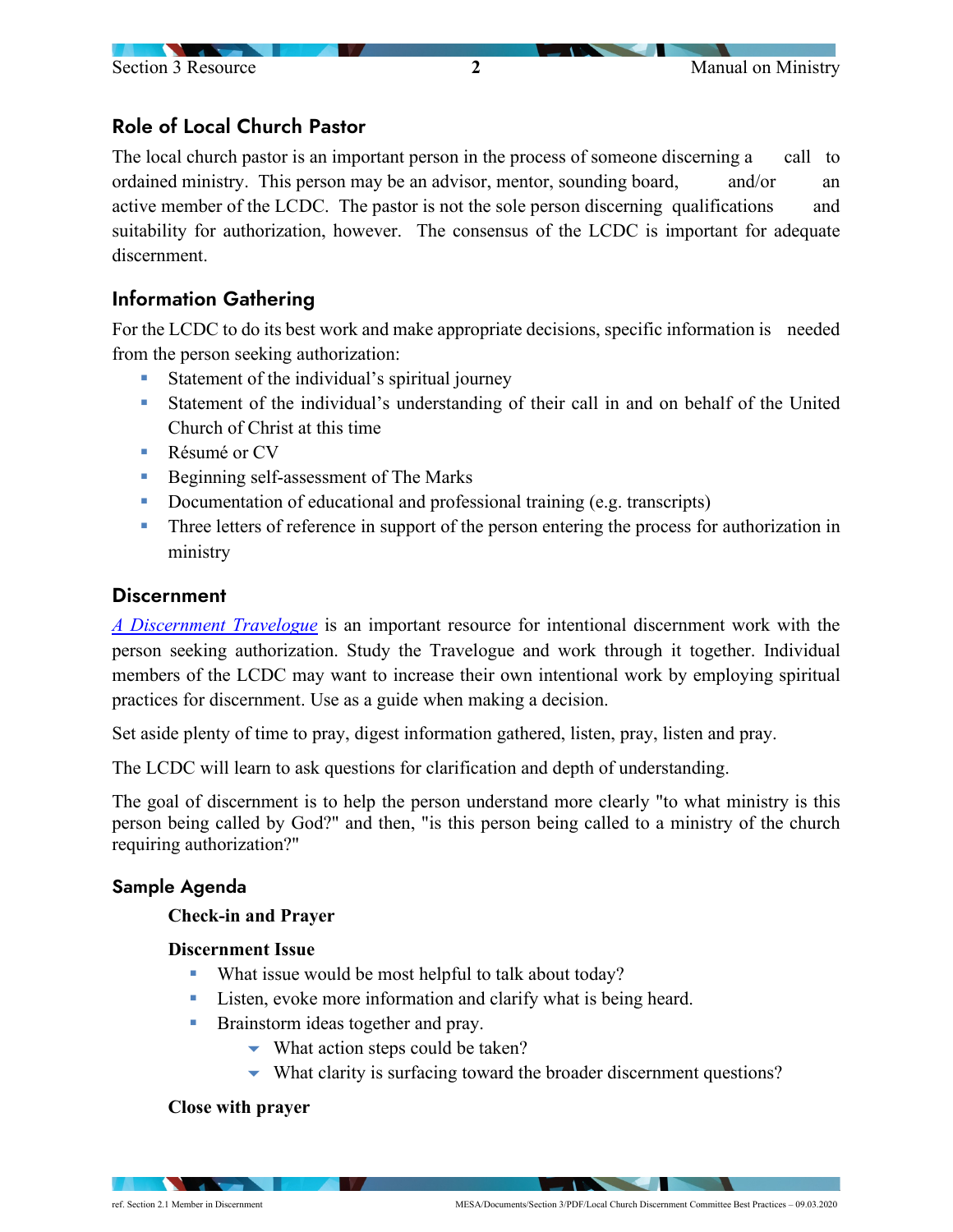## Role of Local Church Pastor

The local church pastor is an important person in the process of someone discerning a call to ordained ministry. This person may be an advisor, mentor, sounding board, and/or an active member of the LCDC. The pastor is not the sole person discerning qualifications and suitability for authorization, however. The consensus of the LCDC is important for adequate discernment.

## Information Gathering

For the LCDC to do its best work and make appropriate decisions, specific information is needed from the person seeking authorization:

- Statement of the individual's spiritual journey
- Statement of the individual's understanding of their call in and on behalf of the United Church of Christ at this time
- Résumé or CV
- Beginning self-assessment of The Marks
- Documentation of educational and professional training (e.g. transcripts)
- Three letters of reference in support of the person entering the process for authorization in ministry

## Discernment

*A Discernment Travelogue* is an important resource for intentional discernment work with the person seeking authorization. Study the Travelogue and work through it together. Individual members of the LCDC may want to increase their own intentional work by employing spiritual practices for discernment. Use as a guide when making a decision.

Set aside plenty of time to pray, digest information gathered, listen, pray, listen and pray.

The LCDC will learn to ask questions for clarification and depth of understanding.

The goal of discernment is to help the person understand more clearly "to what ministry is this person being called by God?" and then, "is this person being called to a ministry of the church requiring authorization?"

## Sample Agenda

**Check-in and Prayer**

**Discernment Issue**

- What issue would be most helpful to talk about today?
- Listen, evoke more information and clarify what is being heard.
- Brainstorm ideas together and pray.
  - What action steps could be taken?
  - What clarity is surfacing toward the broader discernment questions?

**Close with prayer**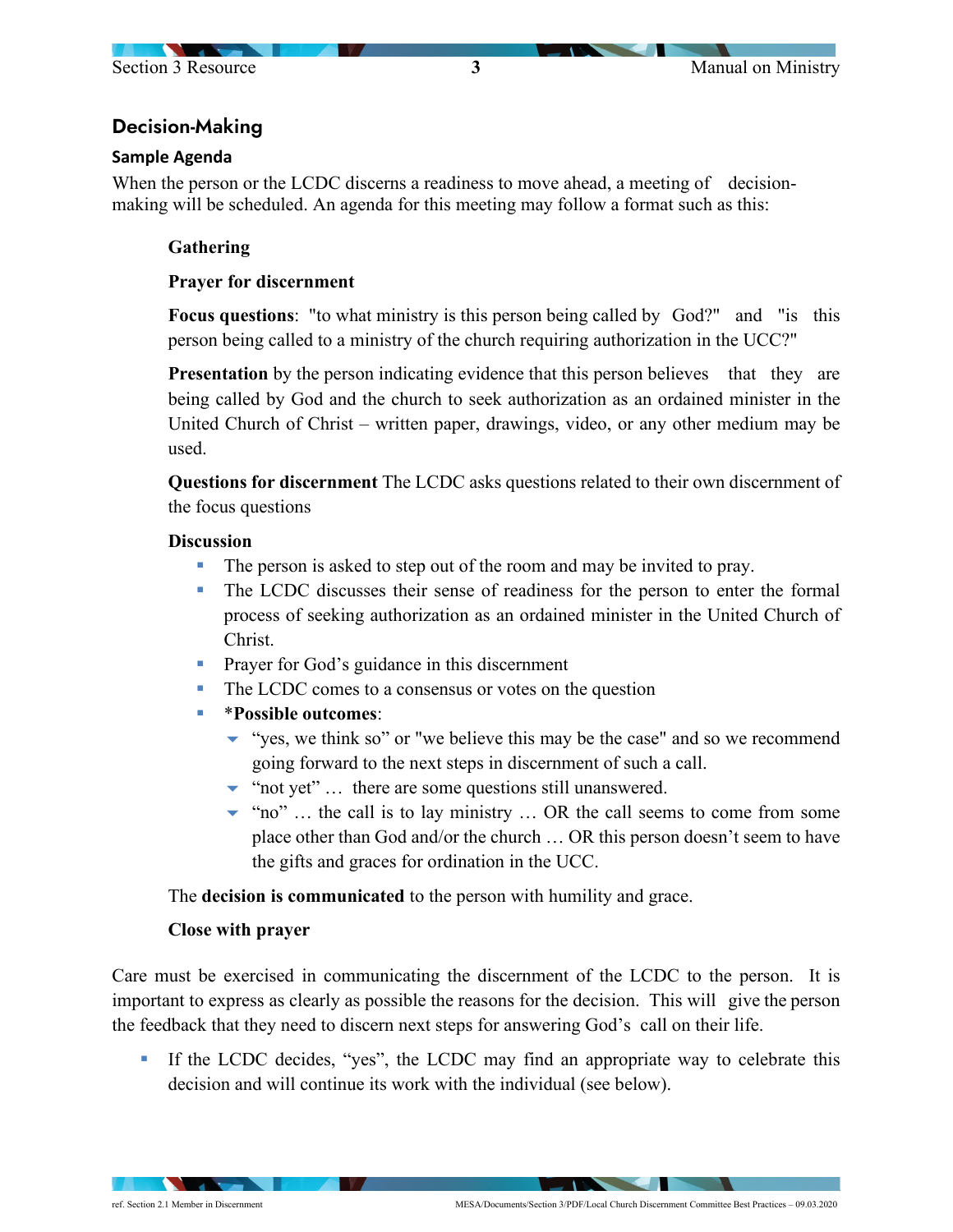## Decision-Making

### Sample Agenda

When the person or the LCDC discerns a readiness to move ahead, a meeting of decision-making will be scheduled. An agenda for this meeting may follow a format such as this:

**Gathering**

**Prayer for discernment**

**Focus questions**: "to what ministry is this person being called by God?" and "is this person being called to a ministry of the church requiring authorization in the UCC?"

**Presentation** by the person indicating evidence that this person believes that they are being called by God and the church to seek authorization as an ordained minister in the United Church of Christ – written paper, drawings, video, or any other medium may be used.

**Questions for discernment** The LCDC asks questions related to their own discernment of the focus questions

**Discussion**

- The person is asked to step out of the room and may be invited to pray.
- The LCDC discusses their sense of readiness for the person to enter the formal process of seeking authorization as an ordained minister in the United Church of Christ.
- Prayer for God's guidance in this discernment
- The LCDC comes to a consensus or votes on the question
- *__Possible outcomes__:
  - "yes, we think so" or "we believe this may be the case" and so we recommend going forward to the next steps in discernment of such a call.
  - "not yet" … there are some questions still unanswered.
  - "no" … the call is to lay ministry … OR the call seems to come from some place other than God and/or the church … OR this person doesn't seem to have the gifts and graces for ordination in the UCC.

The **decision is communicated** to the person with humility and grace.

**Close with prayer**

Care must be exercised in communicating the discernment of the LCDC to the person. It is important to express as clearly as possible the reasons for the decision. This will give the person the feedback that they need to discern next steps for answering God's call on their life.

- If the LCDC decides, "yes", the LCDC may find an appropriate way to celebrate this decision and will continue its work with the individual (see below).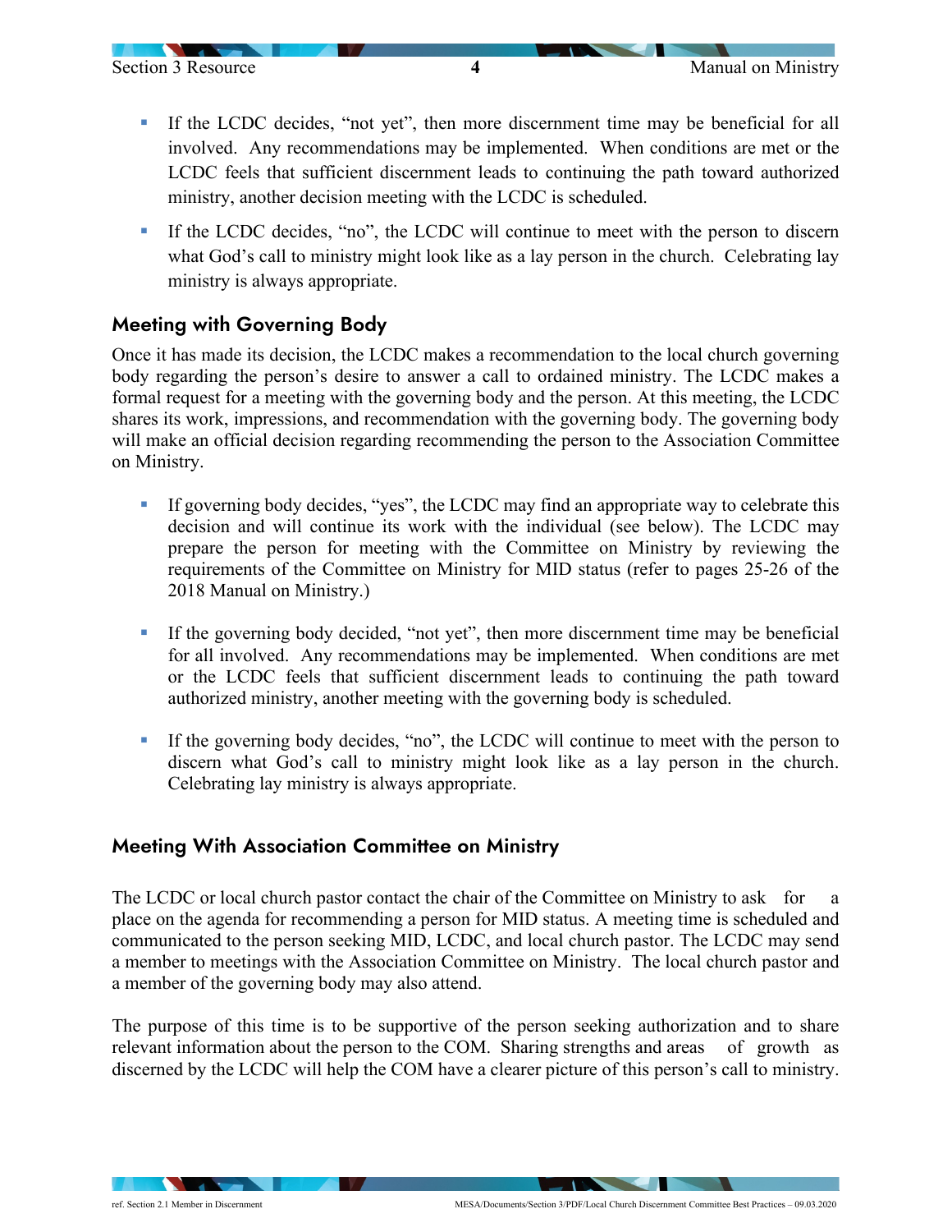- If the LCDC decides, "not yet", then more discernment time may be beneficial for all involved. Any recommendations may be implemented. When conditions are met or the LCDC feels that sufficient discernment leads to continuing the path toward authorized ministry, another decision meeting with the LCDC is scheduled.

- If the LCDC decides, "no", the LCDC will continue to meet with the person to discern what God's call to ministry might look like as a lay person in the church. Celebrating lay ministry is always appropriate.

## Meeting with Governing Body

Once it has made its decision, the LCDC makes a recommendation to the local church governing body regarding the person's desire to answer a call to ordained ministry. The LCDC makes a formal request for a meeting with the governing body and the person. At this meeting, the LCDC shares its work, impressions, and recommendation with the governing body. The governing body will make an official decision regarding recommending the person to the Association Committee on Ministry.

- If governing body decides, "yes", the LCDC may find an appropriate way to celebrate this decision and will continue its work with the individual (see below). The LCDC may prepare the person for meeting with the Committee on Ministry by reviewing the requirements of the Committee on Ministry for MID status (refer to pages 25-26 of the 2018 Manual on Ministry.)

- If the governing body decided, "not yet", then more discernment time may be beneficial for all involved. Any recommendations may be implemented. When conditions are met or the LCDC feels that sufficient discernment leads to continuing the path toward authorized ministry, another meeting with the governing body is scheduled.

- If the governing body decides, "no", the LCDC will continue to meet with the person to discern what God's call to ministry might look like as a lay person in the church. Celebrating lay ministry is always appropriate.

## Meeting With Association Committee on Ministry

The LCDC or local church pastor contact the chair of the Committee on Ministry to ask for a place on the agenda for recommending a person for MID status. A meeting time is scheduled and communicated to the person seeking MID, LCDC, and local church pastor. The LCDC may send a member to meetings with the Association Committee on Ministry. The local church pastor and a member of the governing body may also attend.

The purpose of this time is to be supportive of the person seeking authorization and to share relevant information about the person to the COM. Sharing strengths and areas of growth as discerned by the LCDC will help the COM have a clearer picture of this person's call to ministry.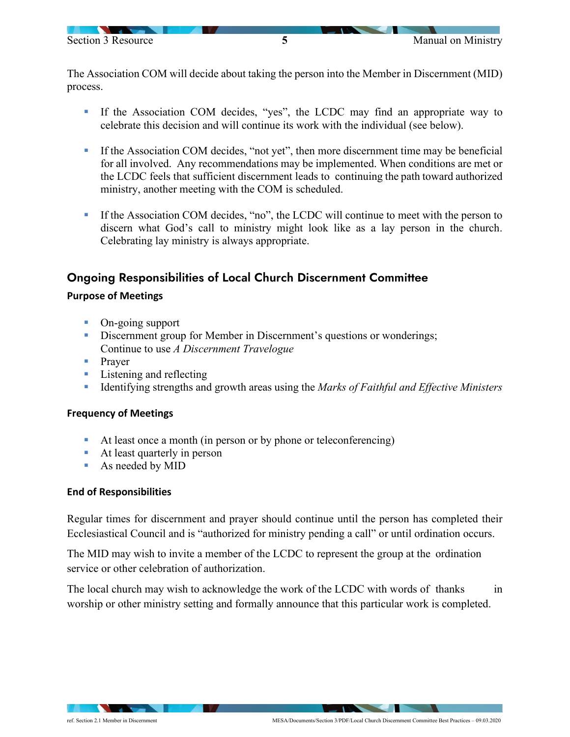The Association COM will decide about taking the person into the Member in Discernment (MID) process.

- If the Association COM decides, "yes", the LCDC may find an appropriate way to celebrate this decision and will continue its work with the individual (see below).
- If the Association COM decides, "not yet", then more discernment time may be beneficial for all involved. Any recommendations may be implemented. When conditions are met or the LCDC feels that sufficient discernment leads to continuing the path toward authorized ministry, another meeting with the COM is scheduled.
- If the Association COM decides, "no", the LCDC will continue to meet with the person to discern what God's call to ministry might look like as a lay person in the church. Celebrating lay ministry is always appropriate.

## Ongoing Responsibilities of Local Church Discernment Committee

### Purpose of Meetings

- On-going support
- Discernment group for Member in Discernment's questions or wonderings; Continue to use *A Discernment Travelogue*
- Prayer
- Listening and reflecting
- Identifying strengths and growth areas using the *Marks of Faithful and Effective Ministers*

### Frequency of Meetings

- At least once a month (in person or by phone or teleconferencing)
- At least quarterly in person
- As needed by MID

### End of Responsibilities

Regular times for discernment and prayer should continue until the person has completed their Ecclesiastical Council and is "authorized for ministry pending a call" or until ordination occurs.

The MID may wish to invite a member of the LCDC to represent the group at the ordination service or other celebration of authorization.

The local church may wish to acknowledge the work of the LCDC with words of thanks in worship or other ministry setting and formally announce that this particular work is completed.